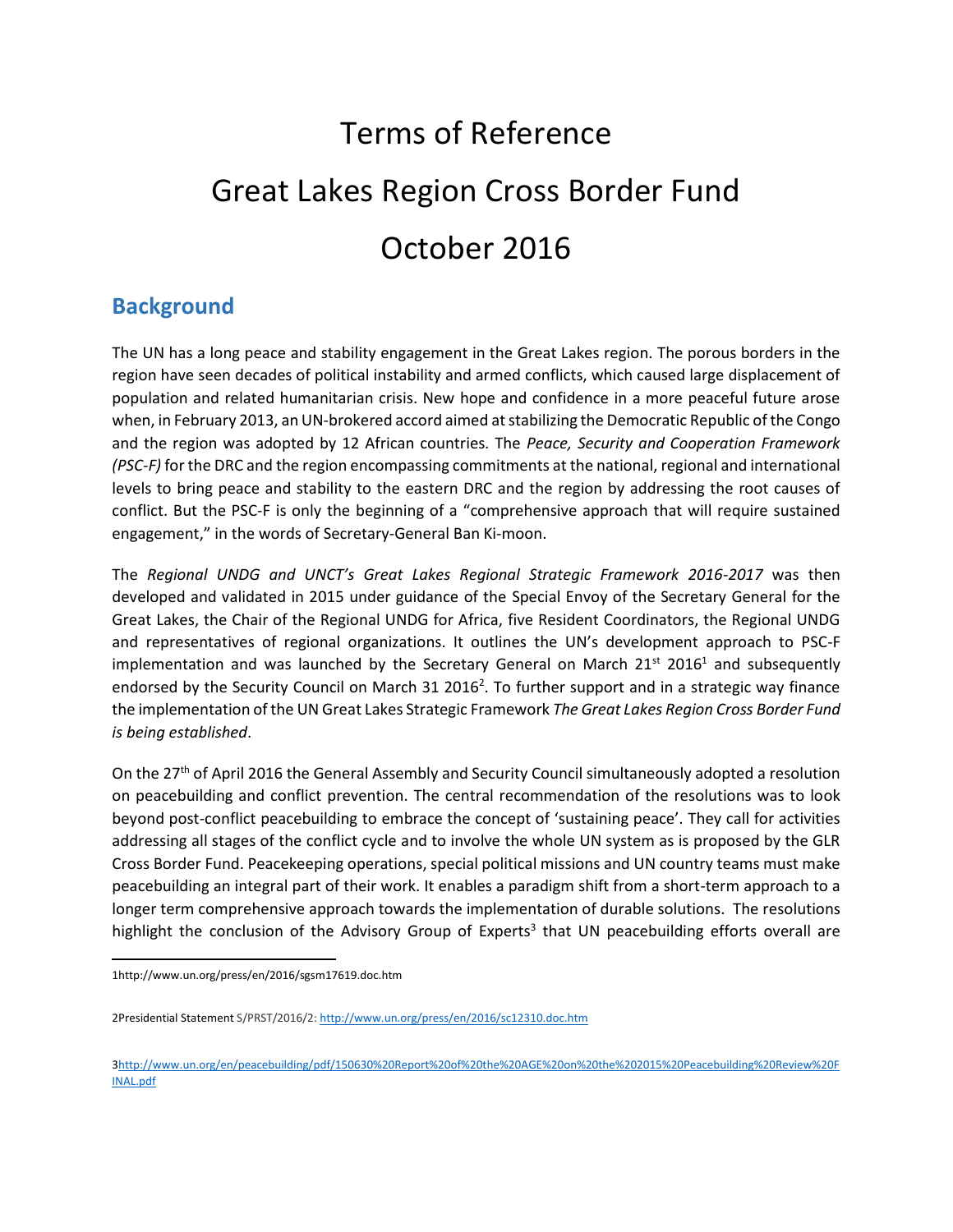# Terms of Reference

# Great Lakes Region Cross Border Fund

# October 2016

## Background

The UN has a long peace and stability engagement in the Great Lakes region. The porous borders in the region have seen decades of political instability and armed conflicts, which caused large displacement of population and related humanitarian crisis. New hope and confidence in a more peaceful future arose when, in February 2013, an UN-brokered accord aimed at stabilizing the Democratic Republic of the Congo and the region was adopted by 12 African countries. The *Peace, Security and Cooperation Framework (PSC-F)* for the DRC and the region encompassing commitments at the national, regional and international levels to bring peace and stability to the eastern DRC and the region by addressing the root causes of conflict. But the PSC-F is only the beginning of a "comprehensive approach that will require sustained engagement," in the words of Secretary-General Ban Ki-moon.

The *Regional UNDG and UNCT's Great Lakes Regional Strategic Framework 2016-2017* was then developed and validated in 2015 under guidance of the Special Envoy of the Secretary General for the Great Lakes, the Chair of the Regional UNDG for Africa, five Resident Coordinators, the Regional UNDG and representatives of regional organizations. It outlines the UN's development approach to PSC-F implementation and was launched by the Secretary General on March 21st 2016[1] and subsequently endorsed by the Security Council on March 31 2016[2]. To further support and in a strategic way finance the implementation of the UN Great Lakes Strategic Framework *The Great Lakes Region Cross Border Fund is being established*.

On the 27th of April 2016 the General Assembly and Security Council simultaneously adopted a resolution on peacebuilding and conflict prevention. The central recommendation of the resolutions was to look beyond post-conflict peacebuilding to embrace the concept of 'sustaining peace'. They call for activities addressing all stages of the conflict cycle and to involve the whole UN system as is proposed by the GLR Cross Border Fund. Peacekeeping operations, special political missions and UN country teams must make peacebuilding an integral part of their work. It enables a paradigm shift from a short-term approach to a longer term comprehensive approach towards the implementation of durable solutions. The resolutions highlight the conclusion of the Advisory Group of Experts[3] that UN peacebuilding efforts overall are

---

1http://www.un.org/press/en/2016/sgsm17619.doc.htm

2Presidential Statement S/PRST/2016/2: http://www.un.org/press/en/2016/sc12310.doc.htm

3http://www.un.org/en/peacebuilding/pdf/150630%20Report%20of%20the%20AGE%20on%20the%202015%20Peacebuilding%20Review%20FINAL.pdf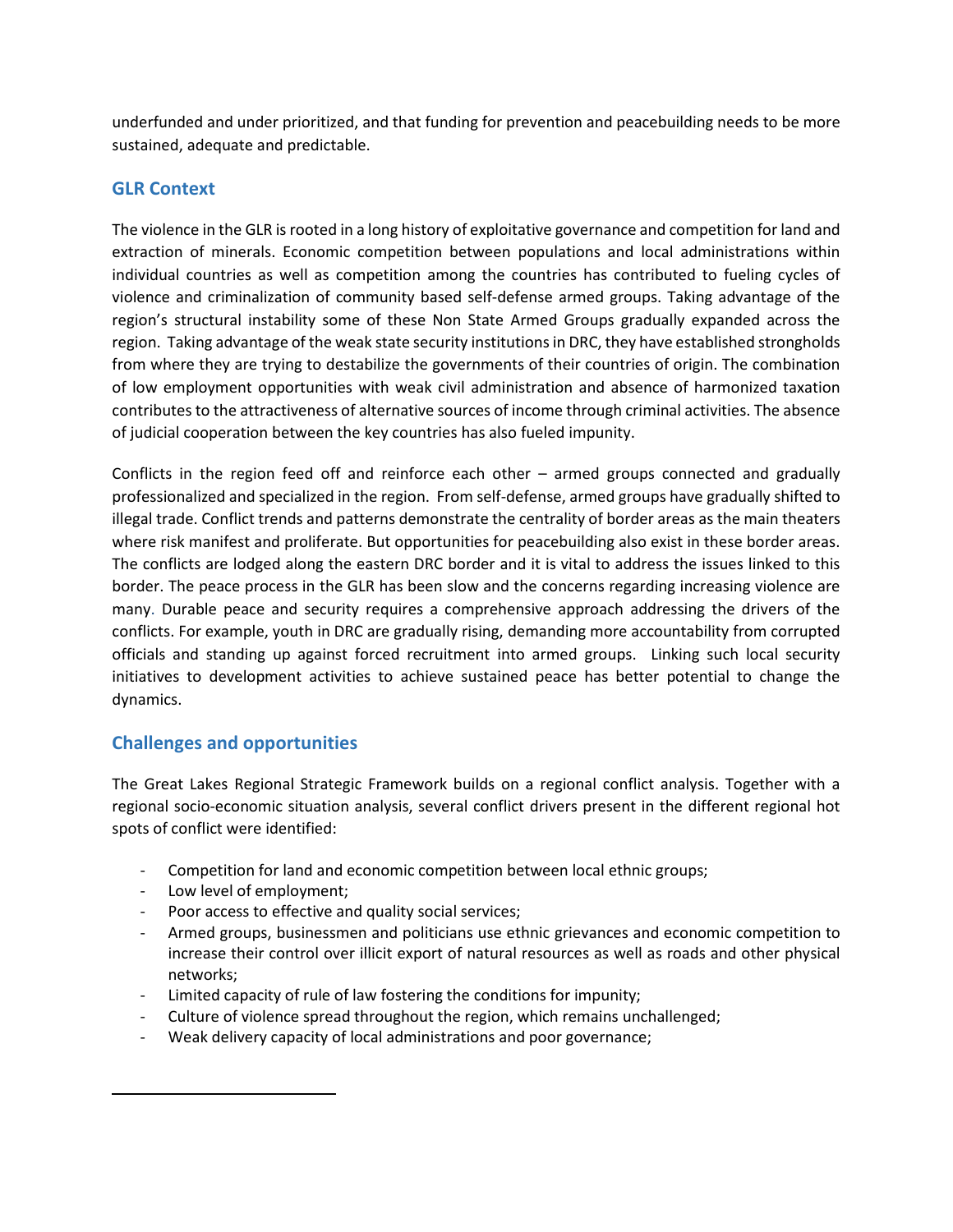underfunded and under prioritized, and that funding for prevention and peacebuilding needs to be more sustained, adequate and predictable.

## GLR Context

The violence in the GLR is rooted in a long history of exploitative governance and competition for land and extraction of minerals. Economic competition between populations and local administrations within individual countries as well as competition among the countries has contributed to fueling cycles of violence and criminalization of community based self-defense armed groups. Taking advantage of the region's structural instability some of these Non State Armed Groups gradually expanded across the region. Taking advantage of the weak state security institutions in DRC, they have established strongholds from where they are trying to destabilize the governments of their countries of origin. The combination of low employment opportunities with weak civil administration and absence of harmonized taxation contributes to the attractiveness of alternative sources of income through criminal activities. The absence of judicial cooperation between the key countries has also fueled impunity.

Conflicts in the region feed off and reinforce each other – armed groups connected and gradually professionalized and specialized in the region. From self-defense, armed groups have gradually shifted to illegal trade. Conflict trends and patterns demonstrate the centrality of border areas as the main theaters where risk manifest and proliferate. But opportunities for peacebuilding also exist in these border areas. The conflicts are lodged along the eastern DRC border and it is vital to address the issues linked to this border. The peace process in the GLR has been slow and the concerns regarding increasing violence are many. Durable peace and security requires a comprehensive approach addressing the drivers of the conflicts. For example, youth in DRC are gradually rising, demanding more accountability from corrupted officials and standing up against forced recruitment into armed groups. Linking such local security initiatives to development activities to achieve sustained peace has better potential to change the dynamics.

## Challenges and opportunities

The Great Lakes Regional Strategic Framework builds on a regional conflict analysis. Together with a regional socio-economic situation analysis, several conflict drivers present in the different regional hot spots of conflict were identified:

- Competition for land and economic competition between local ethnic groups;
- Low level of employment;
- Poor access to effective and quality social services;
- Armed groups, businessmen and politicians use ethnic grievances and economic competition to increase their control over illicit export of natural resources as well as roads and other physical networks;
- Limited capacity of rule of law fostering the conditions for impunity;
- Culture of violence spread throughout the region, which remains unchallenged;
- Weak delivery capacity of local administrations and poor governance;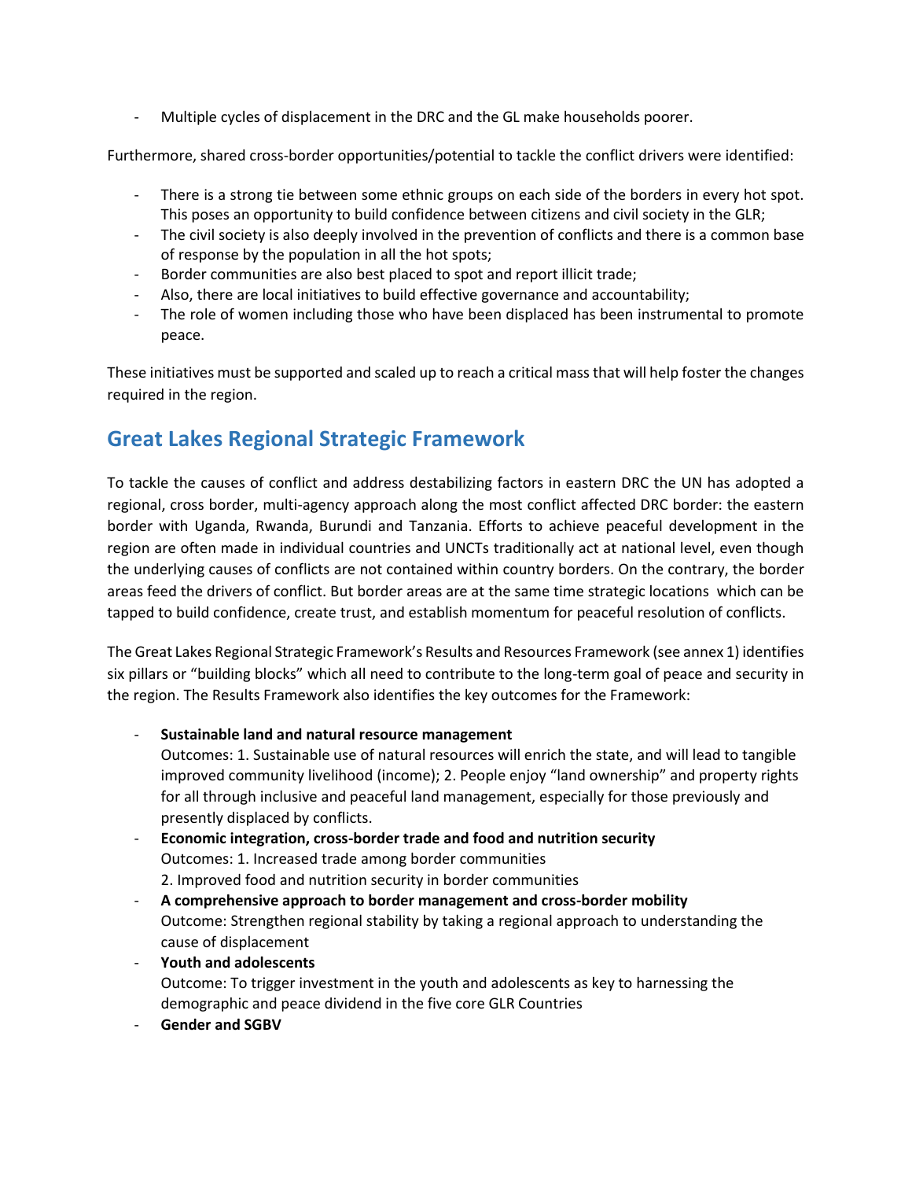- Multiple cycles of displacement in the DRC and the GL make households poorer.

Furthermore, shared cross-border opportunities/potential to tackle the conflict drivers were identified:

- There is a strong tie between some ethnic groups on each side of the borders in every hot spot. This poses an opportunity to build confidence between citizens and civil society in the GLR;
- The civil society is also deeply involved in the prevention of conflicts and there is a common base of response by the population in all the hot spots;
- Border communities are also best placed to spot and report illicit trade;
- Also, there are local initiatives to build effective governance and accountability;
- The role of women including those who have been displaced has been instrumental to promote peace.

These initiatives must be supported and scaled up to reach a critical mass that will help foster the changes required in the region.

## Great Lakes Regional Strategic Framework

To tackle the causes of conflict and address destabilizing factors in eastern DRC the UN has adopted a regional, cross border, multi-agency approach along the most conflict affected DRC border: the eastern border with Uganda, Rwanda, Burundi and Tanzania. Efforts to achieve peaceful development in the region are often made in individual countries and UNCTs traditionally act at national level, even though the underlying causes of conflicts are not contained within country borders. On the contrary, the border areas feed the drivers of conflict. But border areas are at the same time strategic locations which can be tapped to build confidence, create trust, and establish momentum for peaceful resolution of conflicts.

The Great Lakes Regional Strategic Framework's Results and Resources Framework (see annex 1) identifies six pillars or "building blocks" which all need to contribute to the long-term goal of peace and security in the region. The Results Framework also identifies the key outcomes for the Framework:

- **Sustainable land and natural resource management**
  Outcomes: 1. Sustainable use of natural resources will enrich the state, and will lead to tangible improved community livelihood (income); 2. People enjoy "land ownership" and property rights for all through inclusive and peaceful land management, especially for those previously and presently displaced by conflicts.
- **Economic integration, cross-border trade and food and nutrition security**
  Outcomes: 1. Increased trade among border communities
  2. Improved food and nutrition security in border communities
- **A comprehensive approach to border management and cross-border mobility**
  Outcome: Strengthen regional stability by taking a regional approach to understanding the cause of displacement
- **Youth and adolescents**
  Outcome: To trigger investment in the youth and adolescents as key to harnessing the demographic and peace dividend in the five core GLR Countries
- **Gender and SGBV**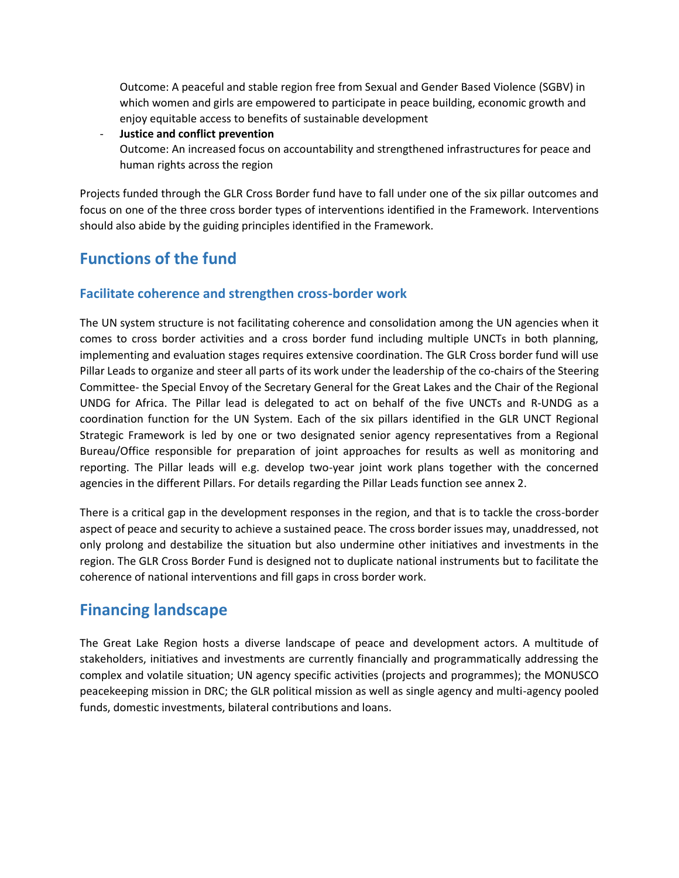Outcome: A peaceful and stable region free from Sexual and Gender Based Violence (SGBV) in which women and girls are empowered to participate in peace building, economic growth and enjoy equitable access to benefits of sustainable development

- **Justice and conflict prevention**
  Outcome: An increased focus on accountability and strengthened infrastructures for peace and human rights across the region

Projects funded through the GLR Cross Border fund have to fall under one of the six pillar outcomes and focus on one of the three cross border types of interventions identified in the Framework. Interventions should also abide by the guiding principles identified in the Framework.

## Functions of the fund

### Facilitate coherence and strengthen cross-border work

The UN system structure is not facilitating coherence and consolidation among the UN agencies when it comes to cross border activities and a cross border fund including multiple UNCTs in both planning, implementing and evaluation stages requires extensive coordination. The GLR Cross border fund will use Pillar Leads to organize and steer all parts of its work under the leadership of the co-chairs of the Steering Committee- the Special Envoy of the Secretary General for the Great Lakes and the Chair of the Regional UNDG for Africa. The Pillar lead is delegated to act on behalf of the five UNCTs and R-UNDG as a coordination function for the UN System. Each of the six pillars identified in the GLR UNCT Regional Strategic Framework is led by one or two designated senior agency representatives from a Regional Bureau/Office responsible for preparation of joint approaches for results as well as monitoring and reporting. The Pillar leads will e.g. develop two-year joint work plans together with the concerned agencies in the different Pillars. For details regarding the Pillar Leads function see annex 2.

There is a critical gap in the development responses in the region, and that is to tackle the cross-border aspect of peace and security to achieve a sustained peace. The cross border issues may, unaddressed, not only prolong and destabilize the situation but also undermine other initiatives and investments in the region. The GLR Cross Border Fund is designed not to duplicate national instruments but to facilitate the coherence of national interventions and fill gaps in cross border work.

## Financing landscape

The Great Lake Region hosts a diverse landscape of peace and development actors. A multitude of stakeholders, initiatives and investments are currently financially and programmatically addressing the complex and volatile situation; UN agency specific activities (projects and programmes); the MONUSCO peacekeeping mission in DRC; the GLR political mission as well as single agency and multi-agency pooled funds, domestic investments, bilateral contributions and loans.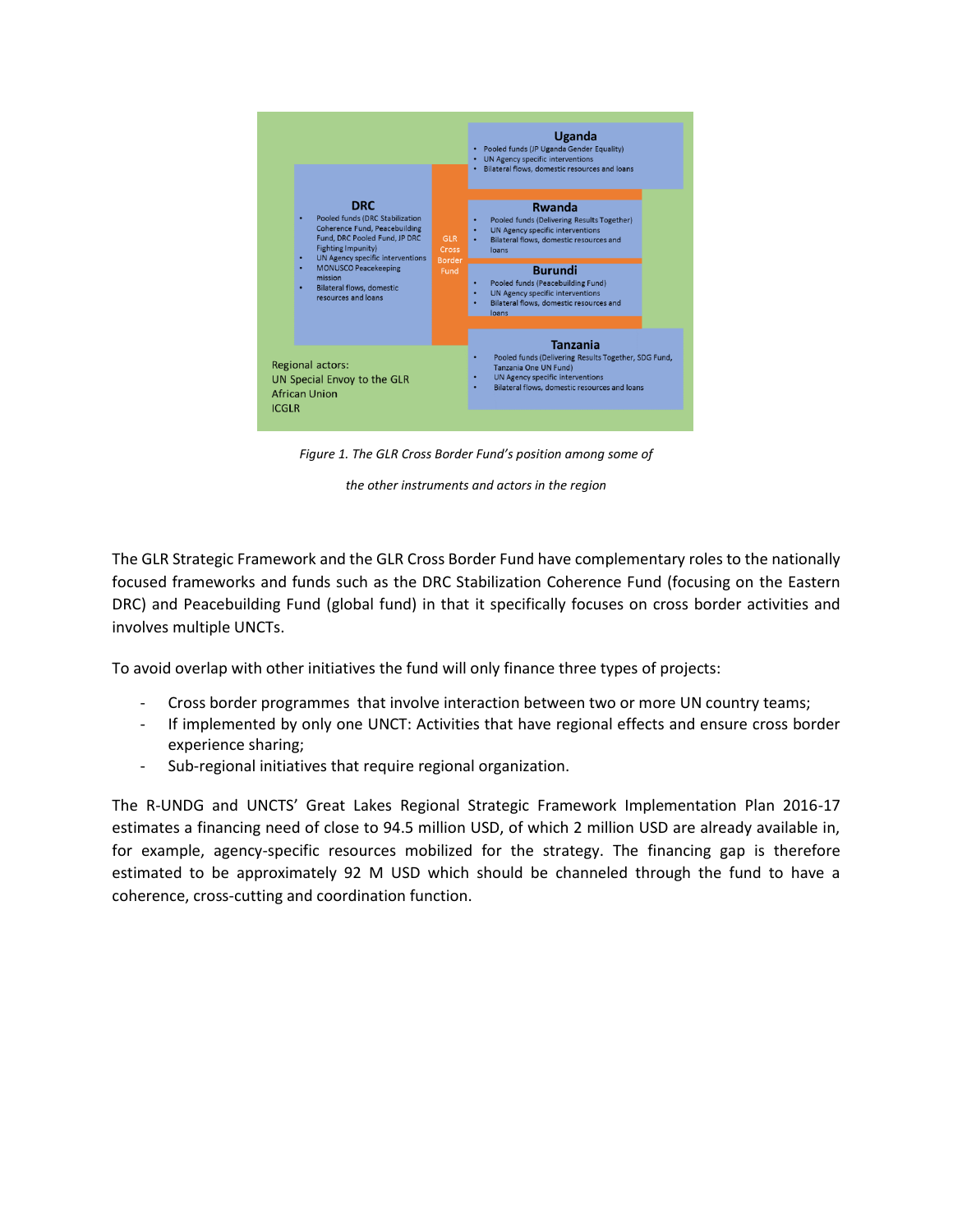Uganda
- Pooled funds (JP Uganda Gender Equality)
- UN Agency specific interventions
- Bilateral flows, domestic resources and loans

DRC
- Pooled funds (DRC Stabilization Coherence Fund, Peacebuilding Fund, DRC Pooled Fund, JP DRC Fighting Impunity)
- UN Agency specific interventions
- MONUSCO Peacekeeping mission
- Bilateral flows, domestic resources and loans

GLR Cross Border Fund

Rwanda
- Pooled funds (Delivering Results Together)
- UN Agency specific interventions
- Bilateral flows, domestic resources and loans

Burundi
- Pooled funds (Peacebuilding Fund)
- UN Agency specific interventions
- Bilateral flows, domestic resources and loans

Tanzania
- Pooled funds (Delivering Results Together, SDG Fund, Tanzania One UN Fund)
- UN Agency specific interventions
- Bilateral flows, domestic resources and loans

Regional actors:
UN Special Envoy to the GLR
African Union
ICGLR

*Figure 1. The GLR Cross Border Fund's position among some of the other instruments and actors in the region*

The GLR Strategic Framework and the GLR Cross Border Fund have complementary roles to the nationally focused frameworks and funds such as the DRC Stabilization Coherence Fund (focusing on the Eastern DRC) and Peacebuilding Fund (global fund) in that it specifically focuses on cross border activities and involves multiple UNCTs.

To avoid overlap with other initiatives the fund will only finance three types of projects:

- Cross border programmes that involve interaction between two or more UN country teams;
- If implemented by only one UNCT: Activities that have regional effects and ensure cross border experience sharing;
- Sub-regional initiatives that require regional organization.

The R-UNDG and UNCTS' Great Lakes Regional Strategic Framework Implementation Plan 2016-17 estimates a financing need of close to 94.5 million USD, of which 2 million USD are already available in, for example, agency-specific resources mobilized for the strategy. The financing gap is therefore estimated to be approximately 92 M USD which should be channeled through the fund to have a coherence, cross-cutting and coordination function.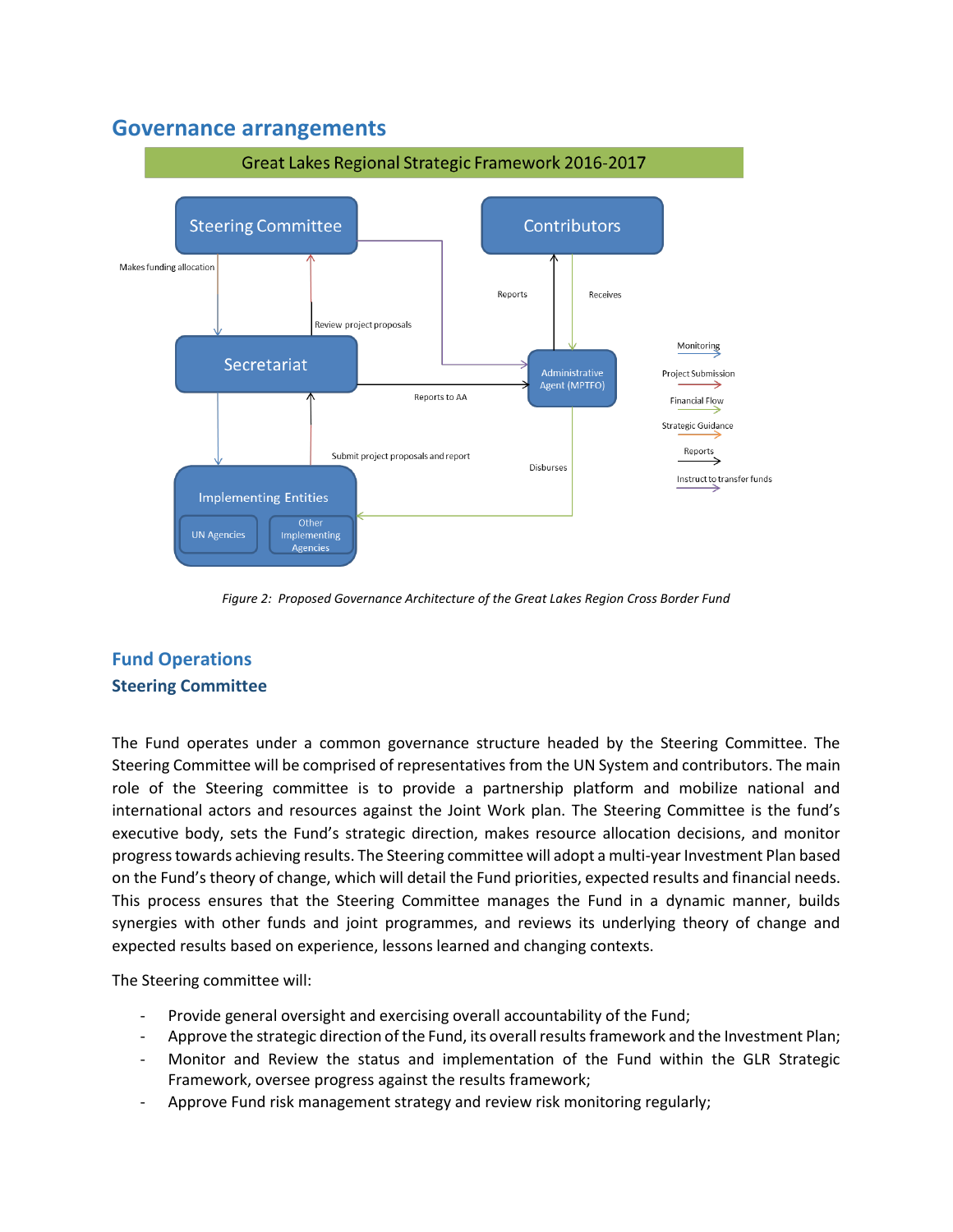## Governance arrangements

Figure 2: Proposed Governance Architecture of the Great Lakes Region Cross Border Fund

## Fund Operations

### Steering Committee

The Fund operates under a common governance structure headed by the Steering Committee. The Steering Committee will be comprised of representatives from the UN System and contributors. The main role of the Steering committee is to provide a partnership platform and mobilize national and international actors and resources against the Joint Work plan. The Steering Committee is the fund's executive body, sets the Fund's strategic direction, makes resource allocation decisions, and monitor progress towards achieving results. The Steering committee will adopt a multi-year Investment Plan based on the Fund's theory of change, which will detail the Fund priorities, expected results and financial needs. This process ensures that the Steering Committee manages the Fund in a dynamic manner, builds synergies with other funds and joint programmes, and reviews its underlying theory of change and expected results based on experience, lessons learned and changing contexts.

The Steering committee will:

- Provide general oversight and exercising overall accountability of the Fund;
- Approve the strategic direction of the Fund, its overall results framework and the Investment Plan;
- Monitor and Review the status and implementation of the Fund within the GLR Strategic Framework, oversee progress against the results framework;
- Approve Fund risk management strategy and review risk monitoring regularly;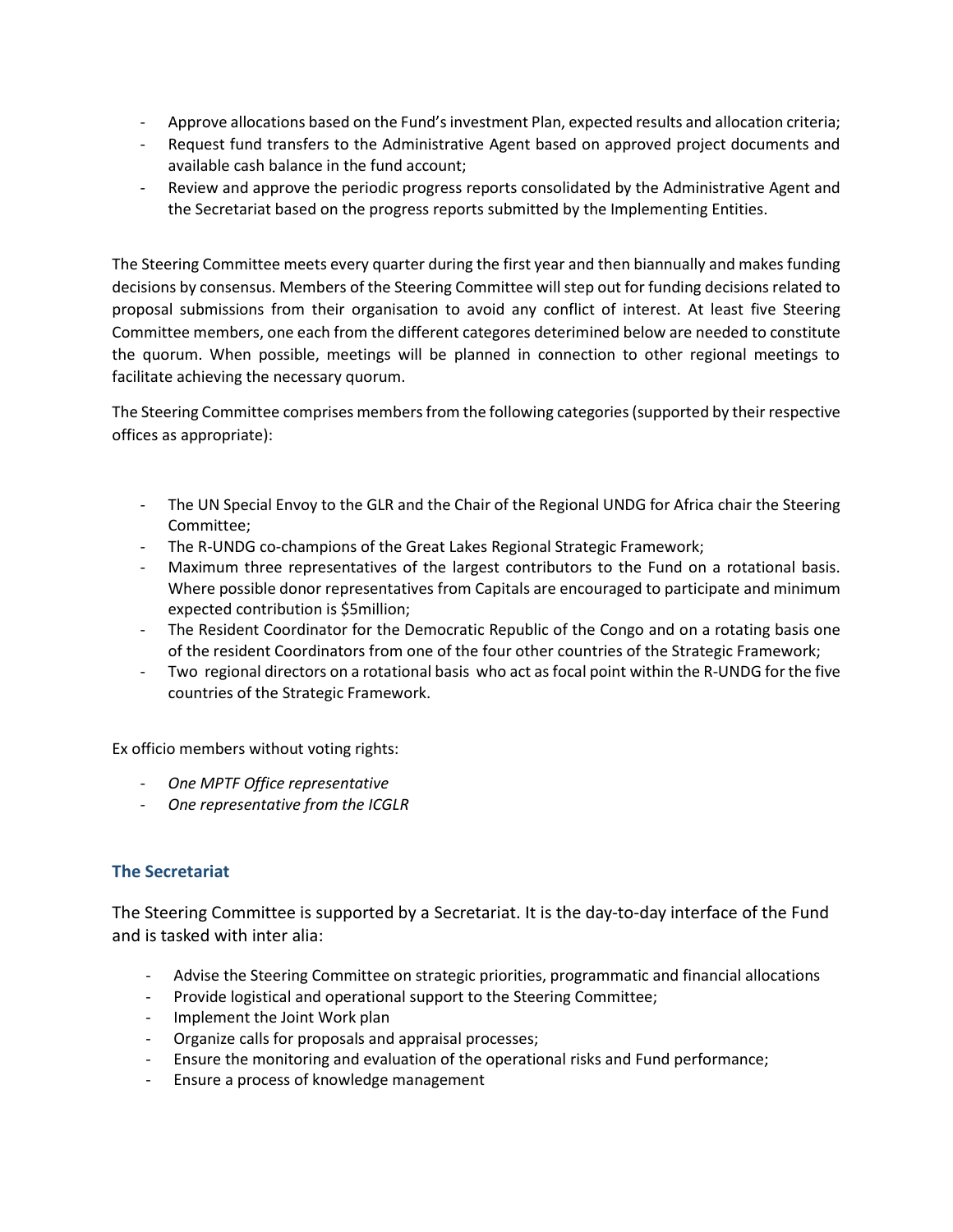- Approve allocations based on the Fund's investment Plan, expected results and allocation criteria;
- Request fund transfers to the Administrative Agent based on approved project documents and available cash balance in the fund account;
- Review and approve the periodic progress reports consolidated by the Administrative Agent and the Secretariat based on the progress reports submitted by the Implementing Entities.

The Steering Committee meets every quarter during the first year and then biannually and makes funding decisions by consensus. Members of the Steering Committee will step out for funding decisions related to proposal submissions from their organisation to avoid any conflict of interest. At least five Steering Committee members, one each from the different categores deterimined below are needed to constitute the quorum. When possible, meetings will be planned in connection to other regional meetings to facilitate achieving the necessary quorum.

The Steering Committee comprises members from the following categories (supported by their respective offices as appropriate):

- The UN Special Envoy to the GLR and the Chair of the Regional UNDG for Africa chair the Steering Committee;
- The R-UNDG co-champions of the Great Lakes Regional Strategic Framework;
- Maximum three representatives of the largest contributors to the Fund on a rotational basis. Where possible donor representatives from Capitals are encouraged to participate and minimum expected contribution is $5million;
- The Resident Coordinator for the Democratic Republic of the Congo and on a rotating basis one of the resident Coordinators from one of the four other countries of the Strategic Framework;
- Two regional directors on a rotational basis who act as focal point within the R-UNDG for the five countries of the Strategic Framework.

Ex officio members without voting rights:

- *One MPTF Office representative*
- *One representative from the ICGLR*

### The Secretariat

The Steering Committee is supported by a Secretariat. It is the day-to-day interface of the Fund and is tasked with inter alia:

- Advise the Steering Committee on strategic priorities, programmatic and financial allocations
- Provide logistical and operational support to the Steering Committee;
- Implement the Joint Work plan
- Organize calls for proposals and appraisal processes;
- Ensure the monitoring and evaluation of the operational risks and Fund performance;
- Ensure a process of knowledge management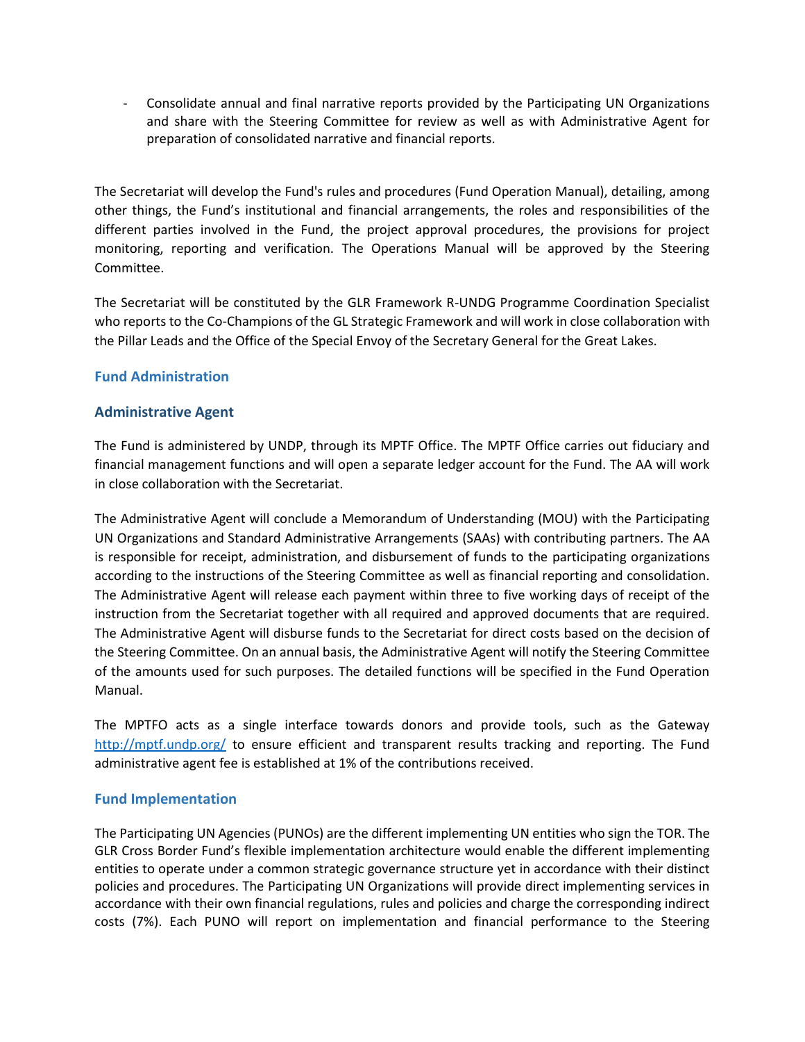- Consolidate annual and final narrative reports provided by the Participating UN Organizations and share with the Steering Committee for review as well as with Administrative Agent for preparation of consolidated narrative and financial reports.

The Secretariat will develop the Fund's rules and procedures (Fund Operation Manual), detailing, among other things, the Fund's institutional and financial arrangements, the roles and responsibilities of the different parties involved in the Fund, the project approval procedures, the provisions for project monitoring, reporting and verification. The Operations Manual will be approved by the Steering Committee.

The Secretariat will be constituted by the GLR Framework R-UNDG Programme Coordination Specialist who reports to the Co-Champions of the GL Strategic Framework and will work in close collaboration with the Pillar Leads and the Office of the Special Envoy of the Secretary General for the Great Lakes.

## Fund Administration

### Administrative Agent

The Fund is administered by UNDP, through its MPTF Office. The MPTF Office carries out fiduciary and financial management functions and will open a separate ledger account for the Fund. The AA will work in close collaboration with the Secretariat.

The Administrative Agent will conclude a Memorandum of Understanding (MOU) with the Participating UN Organizations and Standard Administrative Arrangements (SAAs) with contributing partners. The AA is responsible for receipt, administration, and disbursement of funds to the participating organizations according to the instructions of the Steering Committee as well as financial reporting and consolidation. The Administrative Agent will release each payment within three to five working days of receipt of the instruction from the Secretariat together with all required and approved documents that are required. The Administrative Agent will disburse funds to the Secretariat for direct costs based on the decision of the Steering Committee. On an annual basis, the Administrative Agent will notify the Steering Committee of the amounts used for such purposes. The detailed functions will be specified in the Fund Operation Manual.

The MPTFO acts as a single interface towards donors and provide tools, such as the Gateway http://mptf.undp.org/ to ensure efficient and transparent results tracking and reporting. The Fund administrative agent fee is established at 1% of the contributions received.

## Fund Implementation

The Participating UN Agencies (PUNOs) are the different implementing UN entities who sign the TOR. The GLR Cross Border Fund's flexible implementation architecture would enable the different implementing entities to operate under a common strategic governance structure yet in accordance with their distinct policies and procedures. The Participating UN Organizations will provide direct implementing services in accordance with their own financial regulations, rules and policies and charge the corresponding indirect costs (7%). Each PUNO will report on implementation and financial performance to the Steering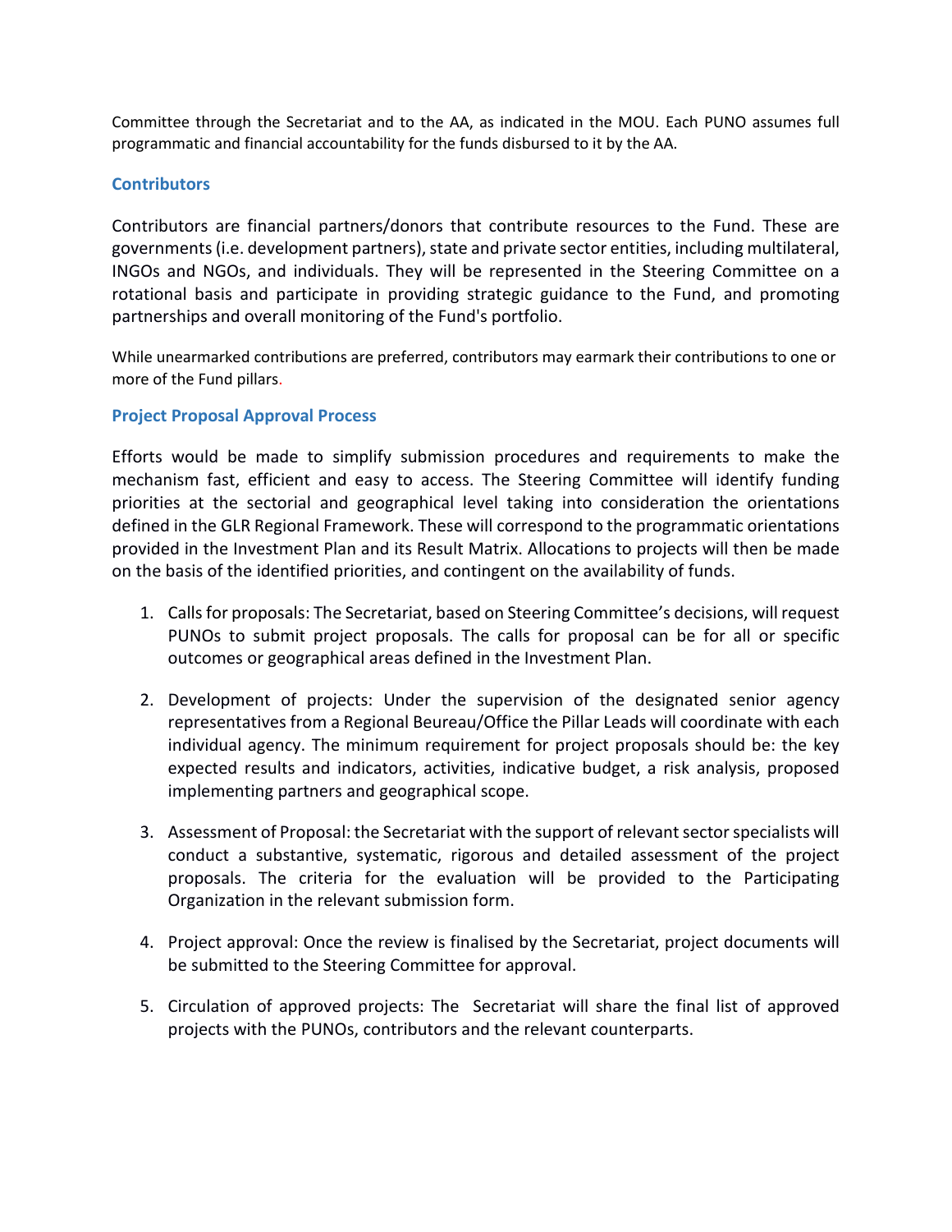Committee through the Secretariat and to the AA, as indicated in the MOU. Each PUNO assumes full programmatic and financial accountability for the funds disbursed to it by the AA.

### Contributors

Contributors are financial partners/donors that contribute resources to the Fund. These are governments (i.e. development partners), state and private sector entities, including multilateral, INGOs and NGOs, and individuals. They will be represented in the Steering Committee on a rotational basis and participate in providing strategic guidance to the Fund, and promoting partnerships and overall monitoring of the Fund's portfolio.

While unearmarked contributions are preferred, contributors may earmark their contributions to one or more of the Fund pillars.

### Project Proposal Approval Process

Efforts would be made to simplify submission procedures and requirements to make the mechanism fast, efficient and easy to access. The Steering Committee will identify funding priorities at the sectorial and geographical level taking into consideration the orientations defined in the GLR Regional Framework. These will correspond to the programmatic orientations provided in the Investment Plan and its Result Matrix. Allocations to projects will then be made on the basis of the identified priorities, and contingent on the availability of funds.

1. Calls for proposals: The Secretariat, based on Steering Committee's decisions, will request PUNOs to submit project proposals. The calls for proposal can be for all or specific outcomes or geographical areas defined in the Investment Plan.

2. Development of projects: Under the supervision of the designated senior agency representatives from a Regional Beureau/Office the Pillar Leads will coordinate with each individual agency. The minimum requirement for project proposals should be: the key expected results and indicators, activities, indicative budget, a risk analysis, proposed implementing partners and geographical scope.

3. Assessment of Proposal: the Secretariat with the support of relevant sector specialists will conduct a substantive, systematic, rigorous and detailed assessment of the project proposals. The criteria for the evaluation will be provided to the Participating Organization in the relevant submission form.

4. Project approval: Once the review is finalised by the Secretariat, project documents will be submitted to the Steering Committee for approval.

5. Circulation of approved projects: The Secretariat will share the final list of approved projects with the PUNOs, contributors and the relevant counterparts.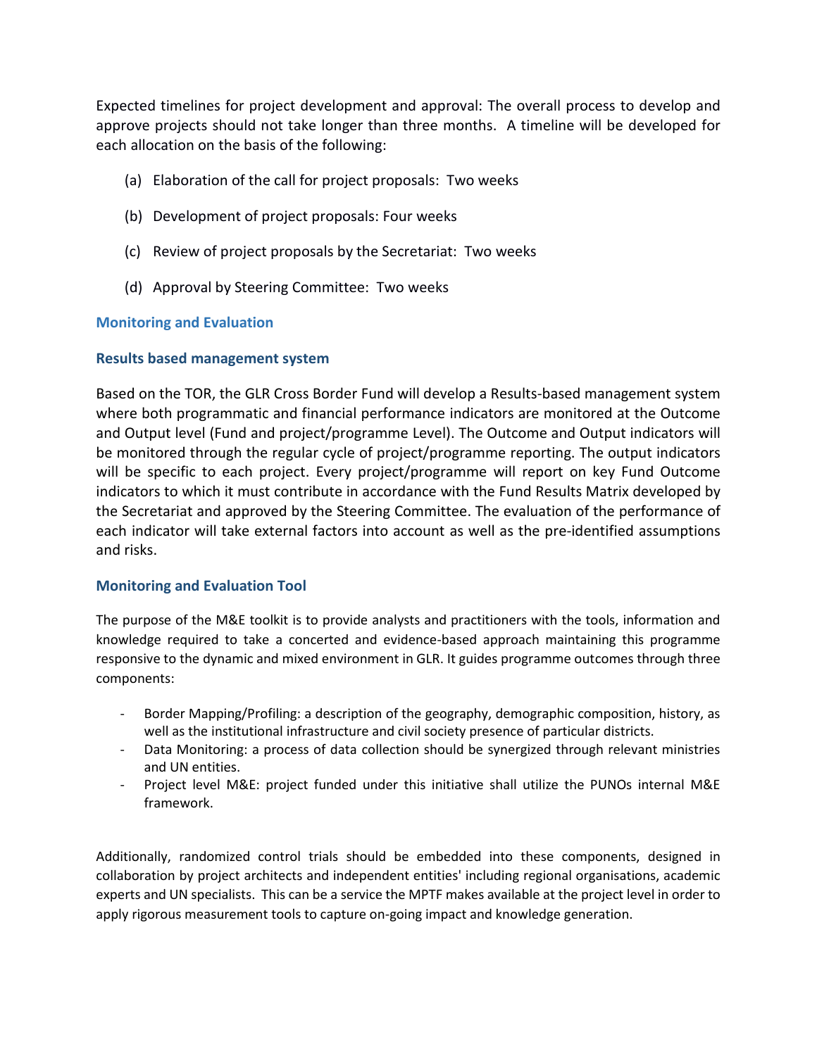Expected timelines for project development and approval: The overall process to develop and approve projects should not take longer than three months. A timeline will be developed for each allocation on the basis of the following:

(a) Elaboration of the call for project proposals: Two weeks

(b) Development of project proposals: Four weeks

(c) Review of project proposals by the Secretariat: Two weeks

(d) Approval by Steering Committee: Two weeks

## Monitoring and Evaluation

### Results based management system

Based on the TOR, the GLR Cross Border Fund will develop a Results-based management system where both programmatic and financial performance indicators are monitored at the Outcome and Output level (Fund and project/programme Level). The Outcome and Output indicators will be monitored through the regular cycle of project/programme reporting. The output indicators will be specific to each project. Every project/programme will report on key Fund Outcome indicators to which it must contribute in accordance with the Fund Results Matrix developed by the Secretariat and approved by the Steering Committee. The evaluation of the performance of each indicator will take external factors into account as well as the pre-identified assumptions and risks.

### Monitoring and Evaluation Tool

The purpose of the M&E toolkit is to provide analysts and practitioners with the tools, information and knowledge required to take a concerted and evidence-based approach maintaining this programme responsive to the dynamic and mixed environment in GLR. It guides programme outcomes through three components:

- Border Mapping/Profiling: a description of the geography, demographic composition, history, as well as the institutional infrastructure and civil society presence of particular districts.
- Data Monitoring: a process of data collection should be synergized through relevant ministries and UN entities.
- Project level M&E: project funded under this initiative shall utilize the PUNOs internal M&E framework.

Additionally, randomized control trials should be embedded into these components, designed in collaboration by project architects and independent entities' including regional organisations, academic experts and UN specialists. This can be a service the MPTF makes available at the project level in order to apply rigorous measurement tools to capture on-going impact and knowledge generation.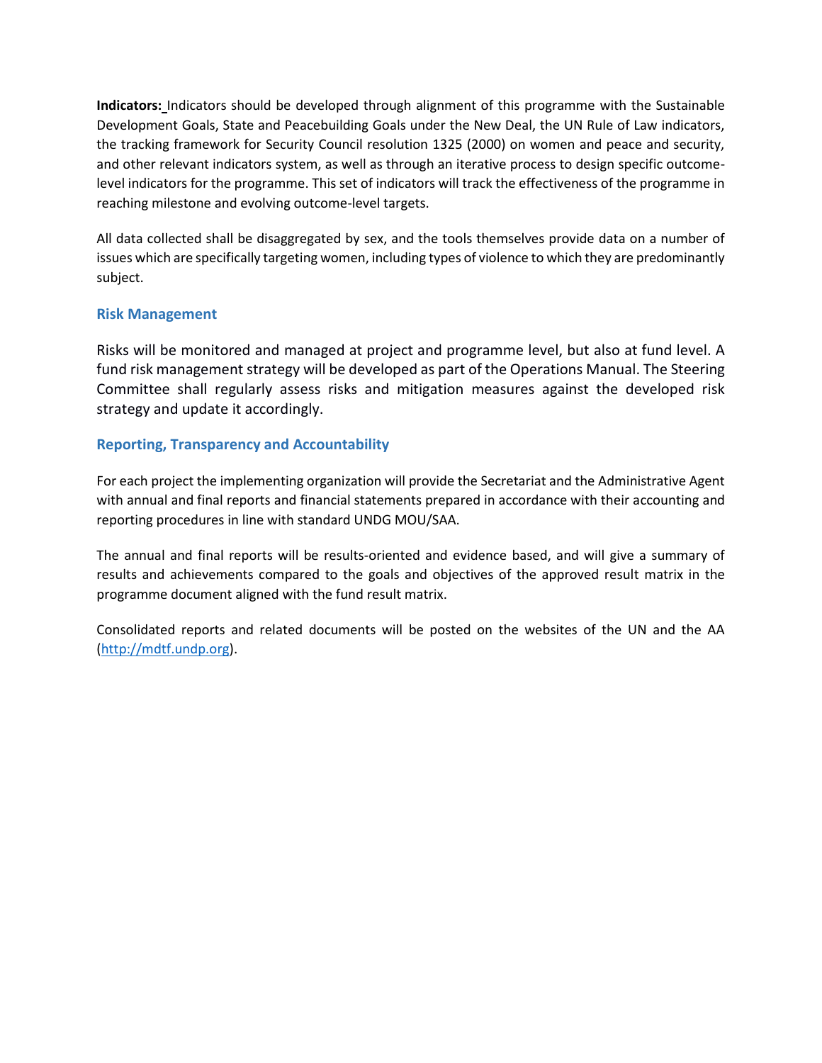**Indicators:** Indicators should be developed through alignment of this programme with the Sustainable Development Goals, State and Peacebuilding Goals under the New Deal, the UN Rule of Law indicators, the tracking framework for Security Council resolution 1325 (2000) on women and peace and security, and other relevant indicators system, as well as through an iterative process to design specific outcome-level indicators for the programme. This set of indicators will track the effectiveness of the programme in reaching milestone and evolving outcome-level targets.

All data collected shall be disaggregated by sex, and the tools themselves provide data on a number of issues which are specifically targeting women, including types of violence to which they are predominantly subject.

### Risk Management

Risks will be monitored and managed at project and programme level, but also at fund level. A fund risk management strategy will be developed as part of the Operations Manual. The Steering Committee shall regularly assess risks and mitigation measures against the developed risk strategy and update it accordingly.

### Reporting, Transparency and Accountability

For each project the implementing organization will provide the Secretariat and the Administrative Agent with annual and final reports and financial statements prepared in accordance with their accounting and reporting procedures in line with standard UNDG MOU/SAA.

The annual and final reports will be results-oriented and evidence based, and will give a summary of results and achievements compared to the goals and objectives of the approved result matrix in the programme document aligned with the fund result matrix.

Consolidated reports and related documents will be posted on the websites of the UN and the AA (http://mdtf.undp.org).